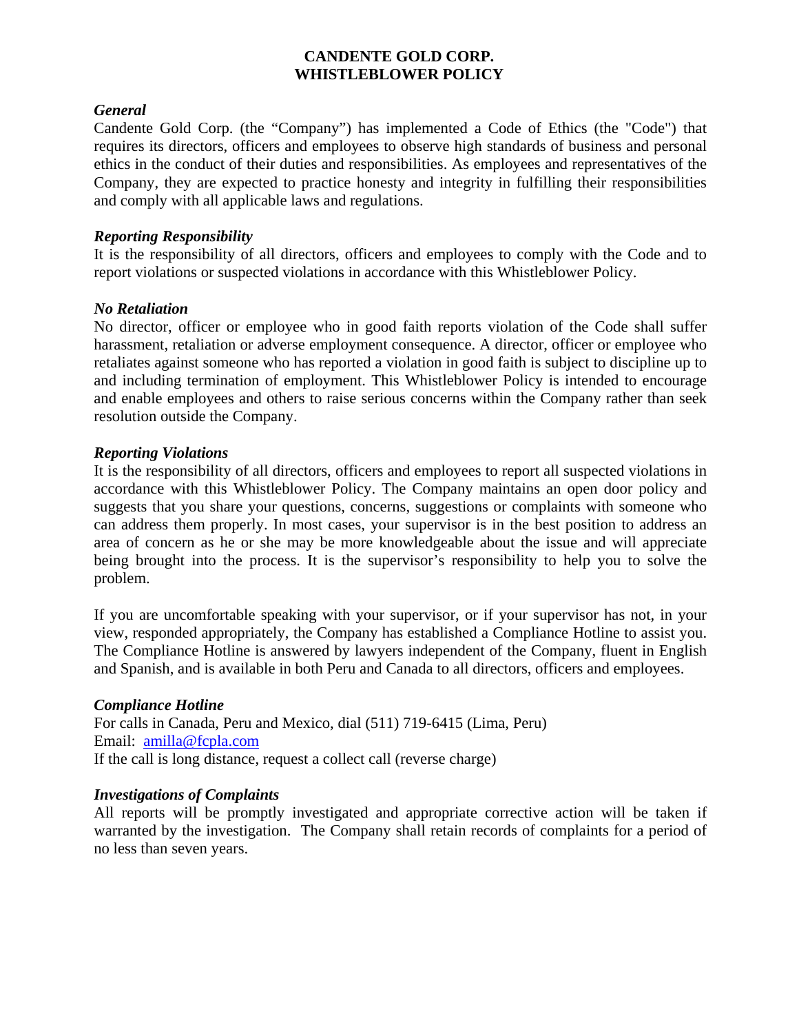# CANDENTE GOLD CORP.
# WHISTLEBLOWER POLICY

***General***

Candente Gold Corp. (the “Company”) has implemented a Code of Ethics (the "Code") that requires its directors, officers and employees to observe high standards of business and personal ethics in the conduct of their duties and responsibilities. As employees and representatives of the Company, they are expected to practice honesty and integrity in fulfilling their responsibilities and comply with all applicable laws and regulations.

***Reporting Responsibility***

It is the responsibility of all directors, officers and employees to comply with the Code and to report violations or suspected violations in accordance with this Whistleblower Policy.

***No Retaliation***

No director, officer or employee who in good faith reports violation of the Code shall suffer harassment, retaliation or adverse employment consequence. A director, officer or employee who retaliates against someone who has reported a violation in good faith is subject to discipline up to and including termination of employment. This Whistleblower Policy is intended to encourage and enable employees and others to raise serious concerns within the Company rather than seek resolution outside the Company.

***Reporting Violations***

It is the responsibility of all directors, officers and employees to report all suspected violations in accordance with this Whistleblower Policy. The Company maintains an open door policy and suggests that you share your questions, concerns, suggestions or complaints with someone who can address them properly. In most cases, your supervisor is in the best position to address an area of concern as he or she may be more knowledgeable about the issue and will appreciate being brought into the process. It is the supervisor’s responsibility to help you to solve the problem.

If you are uncomfortable speaking with your supervisor, or if your supervisor has not, in your view, responded appropriately, the Company has established a Compliance Hotline to assist you. The Compliance Hotline is answered by lawyers independent of the Company, fluent in English and Spanish, and is available in both Peru and Canada to all directors, officers and employees.

***Compliance Hotline***

For calls in Canada, Peru and Mexico, dial (511) 719-6415 (Lima, Peru)
Email: amilla@fcpla.com
If the call is long distance, request a collect call (reverse charge)

***Investigations of Complaints***

All reports will be promptly investigated and appropriate corrective action will be taken if warranted by the investigation. The Company shall retain records of complaints for a period of no less than seven years.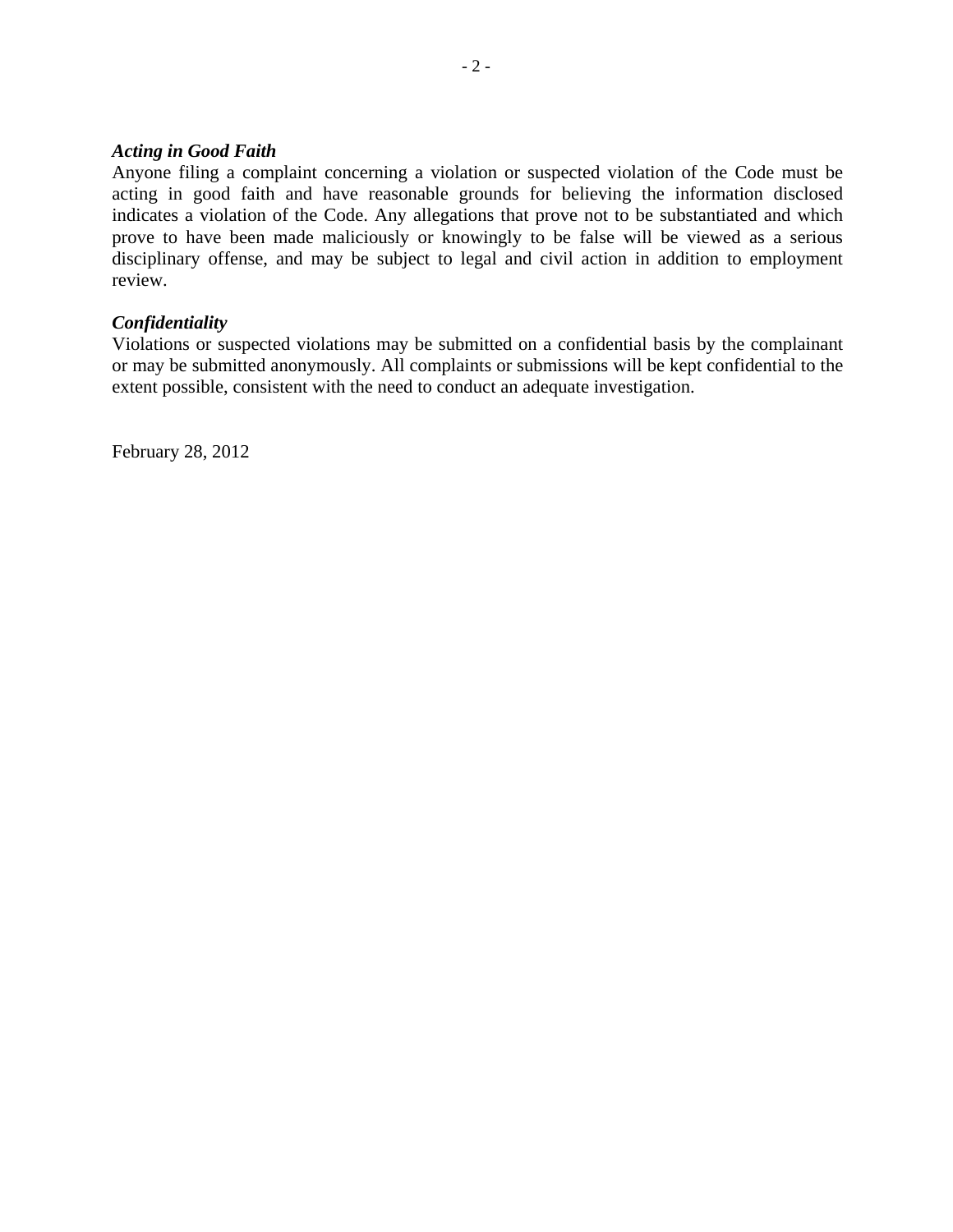***Acting in Good Faith***

Anyone filing a complaint concerning a violation or suspected violation of the Code must be acting in good faith and have reasonable grounds for believing the information disclosed indicates a violation of the Code. Any allegations that prove not to be substantiated and which prove to have been made maliciously or knowingly to be false will be viewed as a serious disciplinary offense, and may be subject to legal and civil action in addition to employment review.

***Confidentiality***

Violations or suspected violations may be submitted on a confidential basis by the complainant or may be submitted anonymously. All complaints or submissions will be kept confidential to the extent possible, consistent with the need to conduct an adequate investigation.

February 28, 2012